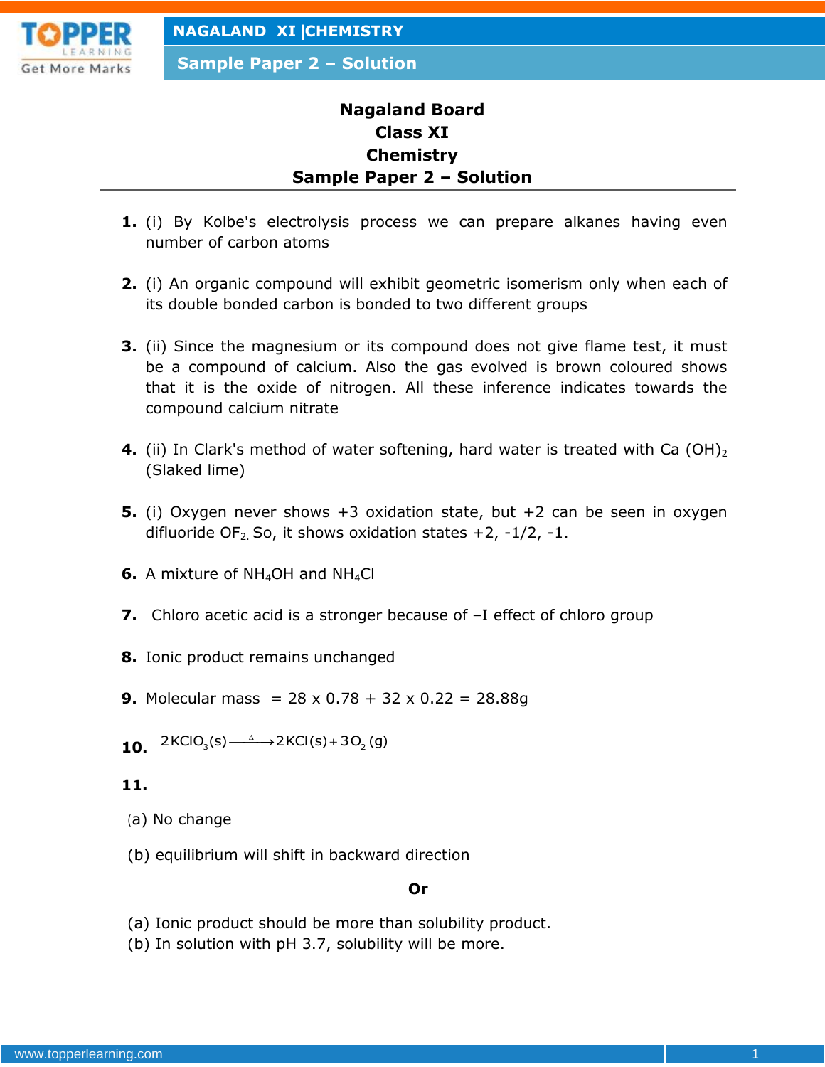# Nagaland Board
## Class XI
## Chemistry
## Sample Paper 2 – Solution

1. (i) By Kolbe's electrolysis process we can prepare alkanes having even number of carbon atoms

2. (i) An organic compound will exhibit geometric isomerism only when each of its double bonded carbon is bonded to two different groups

3. (ii) Since the magnesium or its compound does not give flame test, it must be a compound of calcium. Also the gas evolved is brown coloured shows that it is the oxide of nitrogen. All these inference indicates towards the compound calcium nitrate

4. (ii) In Clark's method of water softening, hard water is treated with $Ca(OH)_2$ (Slaked lime)

5. (i) Oxygen never shows +3 oxidation state, but +2 can be seen in oxygen difluoride $OF_2$. So, it shows oxidation states +2, -1/2, -1.

6. A mixture of $NH_4OH$ and $NH_4Cl$

7. Chloro acetic acid is a stronger because of –I effect of chloro group

8. Ionic product remains unchanged

9. Molecular mass = 28 x 0.78 + 32 x 0.22 = 28.88g

10. $2KClO_3(s) \xrightarrow{\Delta} 2KCl(s) + 3O_2(g)$

11.

(a) No change

(b) equilibrium will shift in backward direction

**Or**

(a) Ionic product should be more than solubility product.
(b) In solution with pH 3.7, solubility will be more.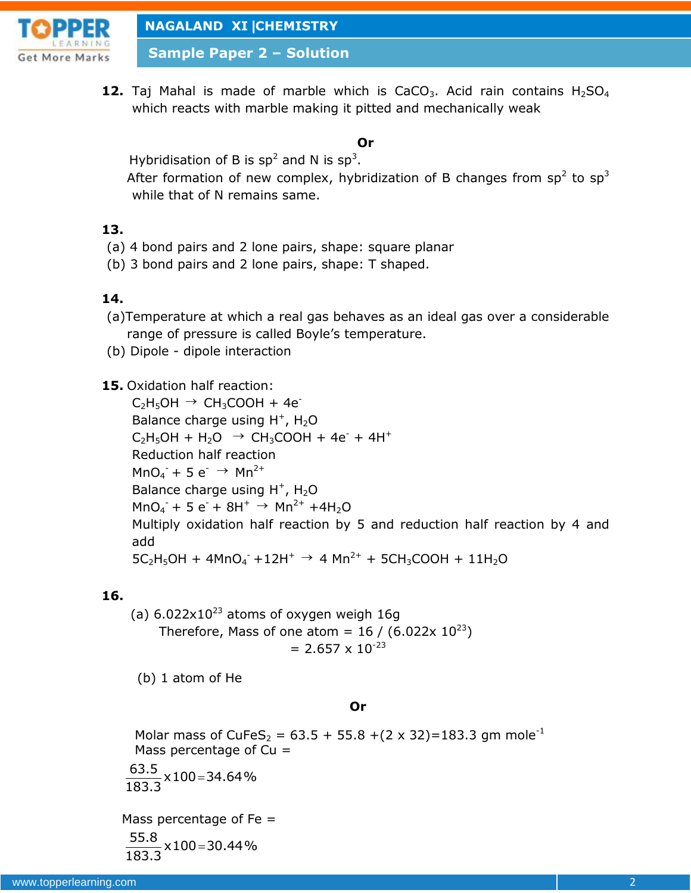**12.** Taj Mahal is made of marble which is $CaCO_3$. Acid rain contains $H_2SO_4$ which reacts with marble making it pitted and mechanically weak

**Or**

Hybridisation of B is $sp^2$ and N is $sp^3$.

After formation of new complex, hybridization of B changes from $sp^2$ to $sp^3$ while that of N remains same.

**13.**

(a) 4 bond pairs and 2 lone pairs, shape: square planar

(b) 3 bond pairs and 2 lone pairs, shape: T shaped.

**14.**

(a) Temperature at which a real gas behaves as an ideal gas over a considerable range of pressure is called Boyle's temperature.

(b) Dipole - dipole interaction

**15.** Oxidation half reaction:

$C_2H_5OH \rightarrow CH_3COOH + 4e^-$

Balance charge using $H^+$, $H_2O$

$C_2H_5OH + H_2O \rightarrow CH_3COOH + 4e^- + 4H^+$

Reduction half reaction

$MnO_4^- + 5e^- \rightarrow Mn^{2+}$

Balance charge using $H^+$, $H_2O$

$MnO_4^- + 5e^- + 8H^+ \rightarrow Mn^{2+} + 4H_2O$

Multiply oxidation half reaction by 5 and reduction half reaction by 4 and add

$5C_2H_5OH + 4MnO_4^- + 12H^+ \rightarrow 4Mn^{2+} + 5CH_3COOH + 11H_2O$

**16.**

(a) $6.022 \times 10^{23}$ atoms of oxygen weigh 16g

Therefore, Mass of one atom = $16 / (6.022 \times 10^{23})$

$= 2.657 \times 10^{-23}$

(b) 1 atom of He

**Or**

Molar mass of $CuFeS_2$ = 63.5 + 55.8 + (2 x 32) = 183.3 gm mole$^{-1}$

Mass percentage of Cu =

$$\frac{63.5}{183.3} \times 100 = 34.64\%$$

Mass percentage of Fe =

$$\frac{55.8}{183.3} \times 100 = 30.44\%$$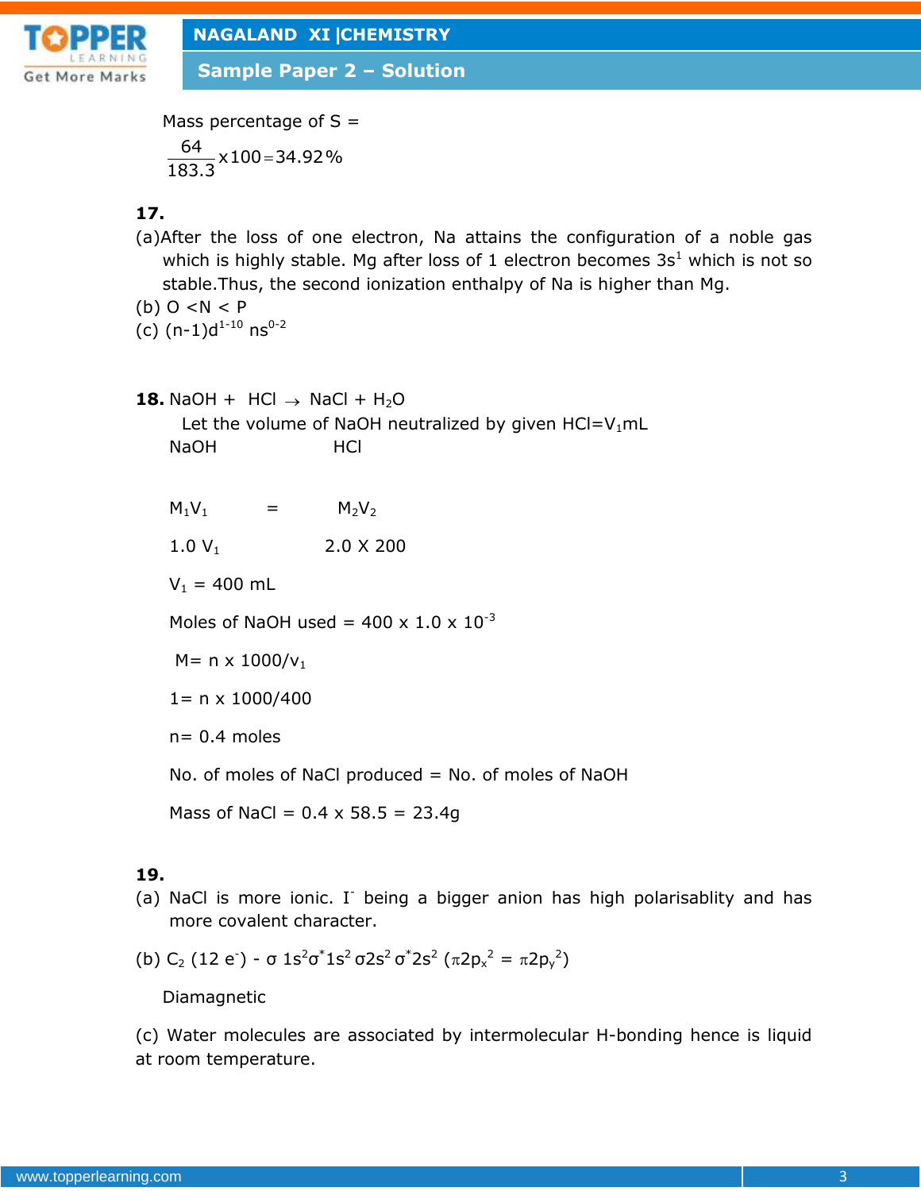Mass percentage of S =

$$\frac{64}{183.3} \times 100 = 34.92\%$$

**17.**

(a) After the loss of one electron, Na attains the configuration of a noble gas which is highly stable. Mg after loss of 1 electron becomes $3s^1$ which is not so stable. Thus, the second ionization enthalpy of Na is higher than Mg.

(b) O < N < P

(c) $(n-1)d^{1-10}\ ns^{0-2}$

**18.** $NaOH + HCl \rightarrow NaCl + H_2O$

Let the volume of NaOH neutralized by given HCl = $V_1$ mL

NaOH HCl

$M_1V_1 = M_2V_2$

$1.0\ V_1 \quad 2.0 \times 200$

$V_1 = 400$ mL

Moles of NaOH used = $400 \times 1.0 \times 10^{-3}$

$M = n \times 1000/v_1$

$1 = n \times 1000/400$

$n = 0.4$ moles

No. of moles of NaCl produced = No. of moles of NaOH

Mass of NaCl = $0.4 \times 58.5 = 23.4$g

**19.**

(a) NaCl is more ionic. $I^-$ being a bigger anion has high polarisablity and has more covalent character.

(b) $C_2$ (12 $e^-$) - $\sigma 1s^2 \sigma^* 1s^2\ \sigma 2s^2\ \sigma^* 2s^2\ (\pi 2p_x^2 = \pi 2p_y^2)$

Diamagnetic

(c) Water molecules are associated by intermolecular H-bonding hence is liquid at room temperature.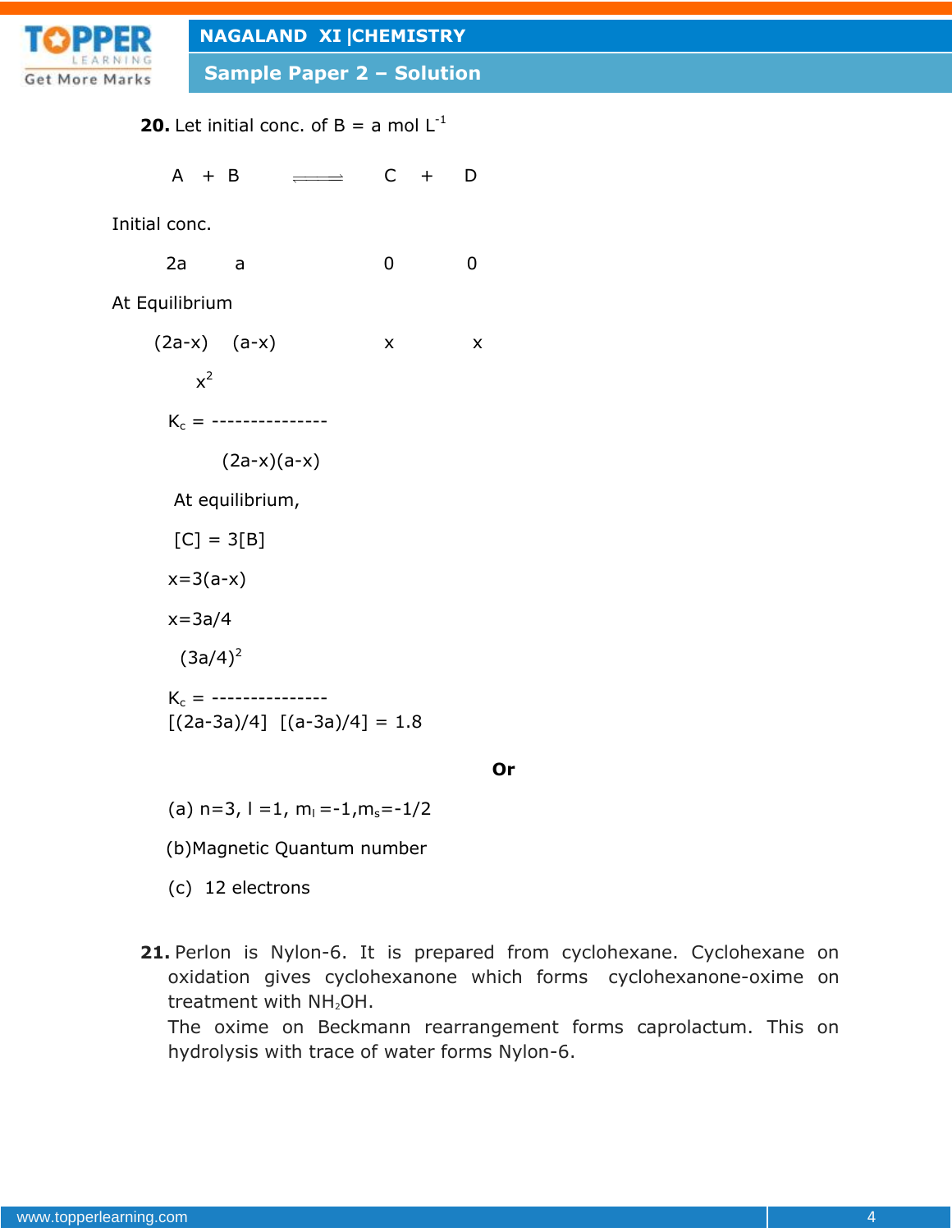**20.** Let initial conc. of B = a mol $L^{-1}$

$$A + B \rightleftharpoons C + D$$

Initial conc.

| | A | B | C | D |
|---|---|---|---|---|
| Initial conc. | 2a | a | 0 | 0 |
| At Equilibrium | (2a-x) | (a-x) | x | x |

$$K_c = \frac{x^2}{(2a-x)(a-x)}$$

At equilibrium,

[C] = 3[B]

$x=3(a-x)$

$x=3a/4$

$$K_c = \frac{(3a/4)^2}{[(2a-3a)/4]\ [(a-3a)/4]} = 1.8$$

**Or**

(a) $n=3$, $l=1$, $m_l=-1$, $m_s=-1/2$

(b) Magnetic Quantum number

(c) 12 electrons

**21.** Perlon is Nylon-6. It is prepared from cyclohexane. Cyclohexane on oxidation gives cyclohexanone which forms cyclohexanone-oxime on treatment with $NH_2OH$.
The oxime on Beckmann rearrangement forms caprolactum. This on hydrolysis with trace of water forms Nylon-6.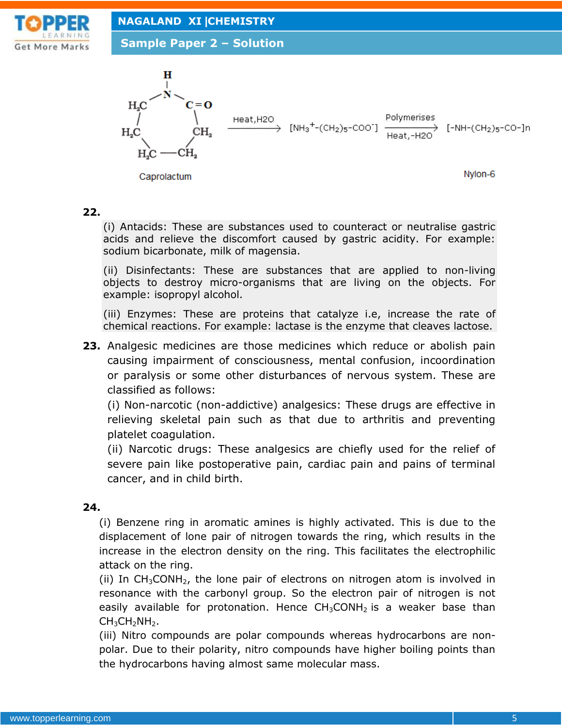Caprolactum $\xrightarrow{\text{Heat, H2O}}$ $[NH_3^+\text{-}(CH_2)_5\text{-}COO^-]$ $\xrightarrow[\text{Heat, -H2O}]{\text{Polymerises}}$ $[\text{-NH-}(CH_2)_5\text{-CO-}]_n$

Nylon-6

**22.**

(i) Antacids: These are substances used to counteract or neutralise gastric acids and relieve the discomfort caused by gastric acidity. For example: sodium bicarbonate, milk of magensia.

(ii) Disinfectants: These are substances that are applied to non-living objects to destroy micro-organisms that are living on the objects. For example: isopropyl alcohol.

(iii) Enzymes: These are proteins that catalyze i.e, increase the rate of chemical reactions. For example: lactase is the enzyme that cleaves lactose.

**23.** Analgesic medicines are those medicines which reduce or abolish pain causing impairment of consciousness, mental confusion, incoordination or paralysis or some other disturbances of nervous system. These are classified as follows:

(i) Non-narcotic (non-addictive) analgesics: These drugs are effective in relieving skeletal pain such as that due to arthritis and preventing platelet coagulation.

(ii) Narcotic drugs: These analgesics are chiefly used for the relief of severe pain like postoperative pain, cardiac pain and pains of terminal cancer, and in child birth.

**24.**

(i) Benzene ring in aromatic amines is highly activated. This is due to the displacement of lone pair of nitrogen towards the ring, which results in the increase in the electron density on the ring. This facilitates the electrophilic attack on the ring.

(ii) In $CH_3CONH_2$, the lone pair of electrons on nitrogen atom is involved in resonance with the carbonyl group. So the electron pair of nitrogen is not easily available for protonation. Hence $CH_3CONH_2$ is a weaker base than $CH_3CH_2NH_2$.

(iii) Nitro compounds are polar compounds whereas hydrocarbons are non-polar. Due to their polarity, nitro compounds have higher boiling points than the hydrocarbons having almost same molecular mass.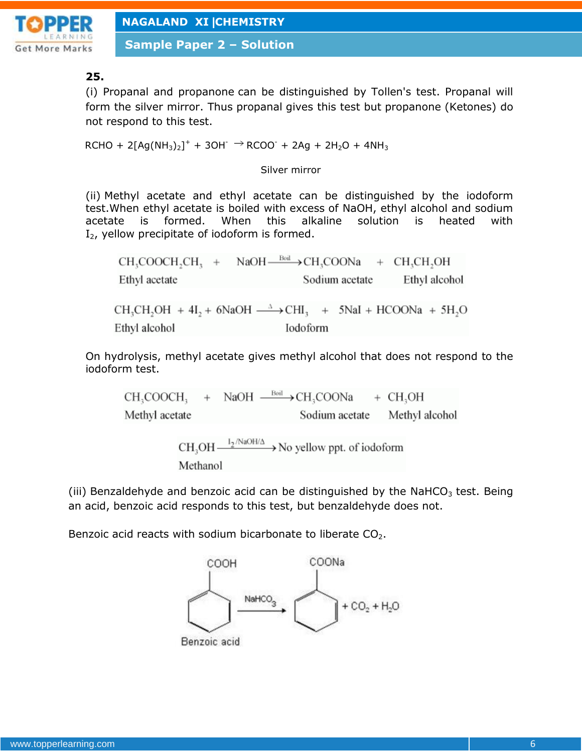**25.**

(i) Propanal and propanone can be distinguished by Tollen's test. Propanal will form the silver mirror. Thus propanal gives this test but propanone (Ketones) do not respond to this test.

$$RCHO + 2[Ag(NH_3)_2]^+ + 3OH^- \rightarrow RCOO^- + 2Ag + 2H_2O + 4NH_3$$

Silver mirror

(ii) Methyl acetate and ethyl acetate can be distinguished by the iodoform test. When ethyl acetate is boiled with excess of NaOH, ethyl alcohol and sodium acetate is formed. When this alkaline solution is heated with $I_2$, yellow precipitate of iodoform is formed.

$$\underset{\text{Ethyl acetate}}{CH_3COOCH_2CH_3} + NaOH \xrightarrow{\text{Boil}} \underset{\text{Sodium acetate}}{CH_3COONa} + \underset{\text{Ethyl alcohol}}{CH_3CH_2OH}$$

$$\underset{\text{Ethyl alcohol}}{CH_3CH_2OH} + 4I_2 + 6NaOH \xrightarrow{\Delta} \underset{\text{Iodoform}}{CHI_3} + 5NaI + HCOONa + 5H_2O$$

On hydrolysis, methyl acetate gives methyl alcohol that does not respond to the iodoform test.

$$\underset{\text{Methyl acetate}}{CH_3COOCH_3} + NaOH \xrightarrow{\text{Boil}} \underset{\text{Sodium acetate}}{CH_3COONa} + \underset{\text{Methyl alcohol}}{CH_3OH}$$

$$\underset{\text{Methanol}}{CH_3OH} \xrightarrow{I_2/NaOH/\Delta} \text{No yellow ppt. of iodoform}$$

(iii) Benzaldehyde and benzoic acid can be distinguished by the $NaHCO_3$ test. Being an acid, benzoic acid responds to this test, but benzaldehyde does not.

Benzoic acid reacts with sodium bicarbonate to liberate $CO_2$.

$$\underset{\text{Benzoic acid}}{C_6H_5COOH} \xrightarrow{NaHCO_3} C_6H_5COONa + CO_2 + H_2O$$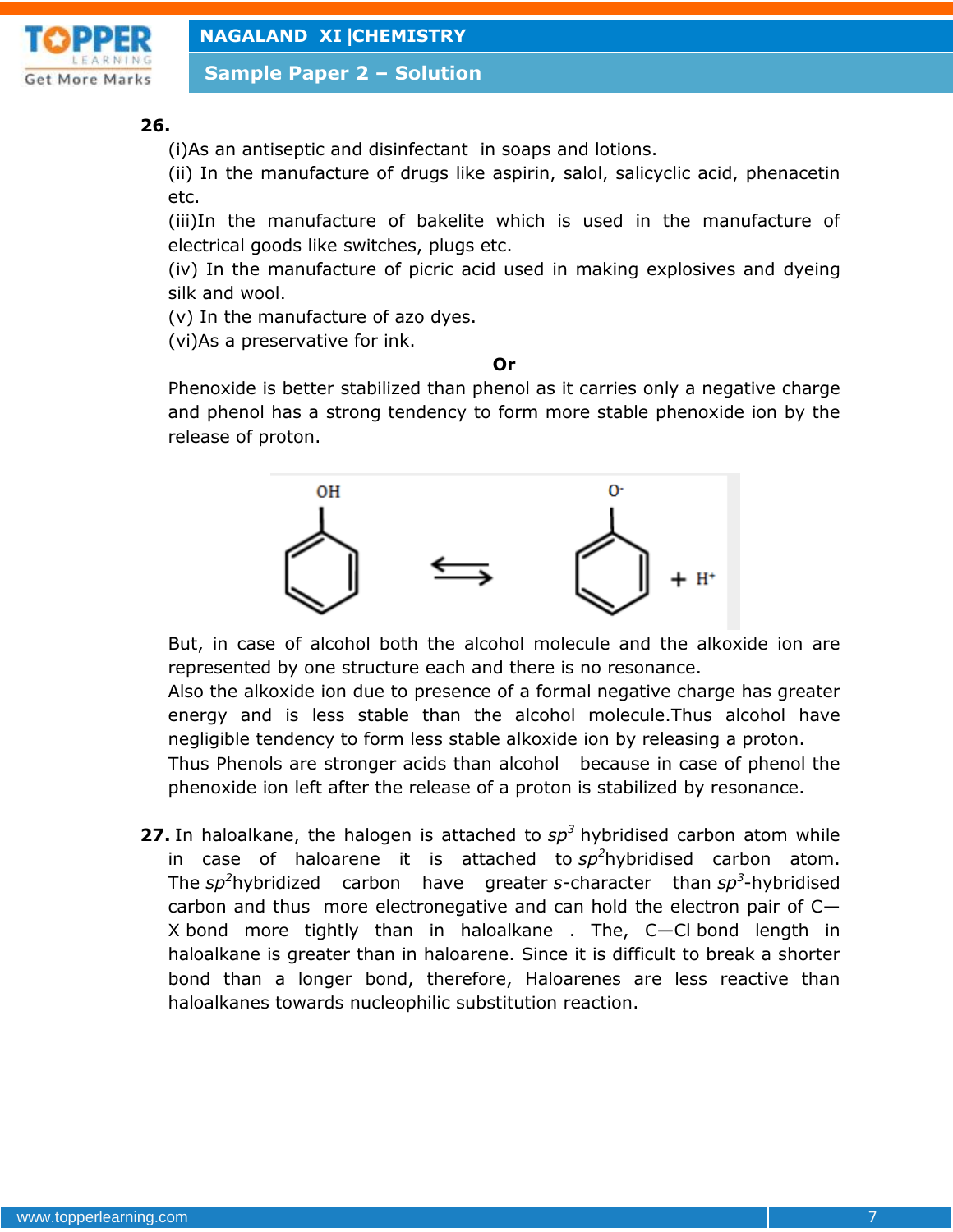**26.**

(i)As an antiseptic and disinfectant in soaps and lotions.

(ii) In the manufacture of drugs like aspirin, salol, salicyclic acid, phenacetin etc.

(iii)In the manufacture of bakelite which is used in the manufacture of electrical goods like switches, plugs etc.

(iv) In the manufacture of picric acid used in making explosives and dyeing silk and wool.

(v) In the manufacture of azo dyes.

(vi)As a preservative for ink.

**Or**

Phenoxide is better stabilized than phenol as it carries only a negative charge and phenol has a strong tendency to form more stable phenoxide ion by the release of proton.

OH ⇌ O⁻ + H⁺

But, in case of alcohol both the alcohol molecule and the alkoxide ion are represented by one structure each and there is no resonance.

Also the alkoxide ion due to presence of a formal negative charge has greater energy and is less stable than the alcohol molecule.Thus alcohol have negligible tendency to form less stable alkoxide ion by releasing a proton.

Thus Phenols are stronger acids than alcohol because in case of phenol the phenoxide ion left after the release of a proton is stabilized by resonance.

**27.** In haloalkane, the halogen is attached to $sp^3$ hybridised carbon atom while in case of haloarene it is attached to $sp^2$hybridised carbon atom. The $sp^2$hybridized carbon have greater *s*-character than $sp^3$-hybridised carbon and thus more electronegative and can hold the electron pair of C—X bond more tightly than in haloalkane . The, C—Cl bond length in haloalkane is greater than in haloarene. Since it is difficult to break a shorter bond than a longer bond, therefore, Haloarenes are less reactive than haloalkanes towards nucleophilic substitution reaction.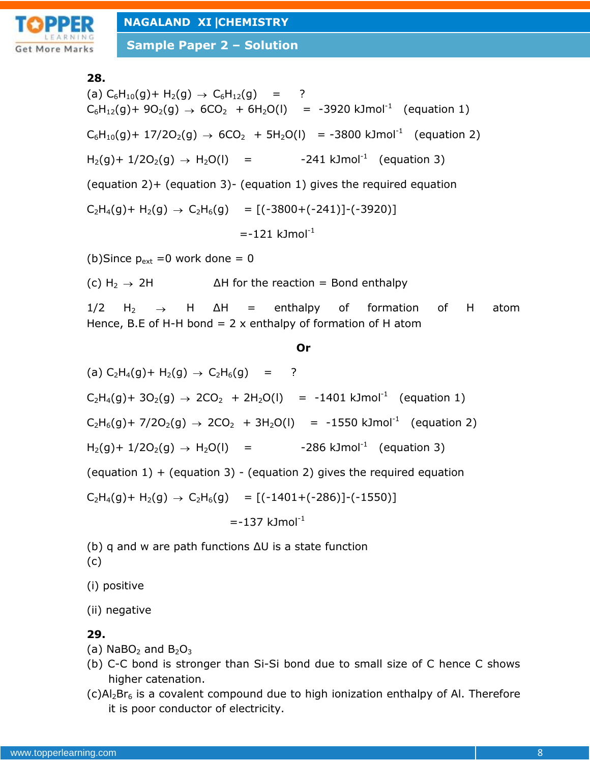**28.**

(a) $C_6H_{10}(g) + H_2(g) \rightarrow C_6H_{12}(g) \quad = \quad ?$

$C_6H_{12}(g) + 9O_2(g) \rightarrow 6CO_2 + 6H_2O(l) \quad = \; -3920 \text{ kJmol}^{-1}$ (equation 1)

$C_6H_{10}(g) + 17/2O_2(g) \rightarrow 6CO_2 + 5H_2O(l) \quad = -3800 \text{ kJmol}^{-1}$ (equation 2)

$H_2(g) + 1/2O_2(g) \rightarrow H_2O(l) \quad = \quad -241 \text{ kJmol}^{-1}$ (equation 3)

(equation 2)+ (equation 3)- (equation 1) gives the required equation

$C_2H_4(g) + H_2(g) \rightarrow C_2H_6(g) \quad = [(-3800+(-241)]-(-3920)]$

$= -121 \text{ kJmol}^{-1}$

(b)Since $p_{ext}$ =0 work done = 0

(c) $H_2 \rightarrow 2H$ $\quad$ ΔH for the reaction = Bond enthalpy

$1/2 \; H_2 \rightarrow H$ $\quad$ ΔH = enthalpy of formation of H atom
Hence, B.E of H-H bond = 2 x enthalpy of formation of H atom

**Or**

(a) $C_2H_4(g) + H_2(g) \rightarrow C_2H_6(g) \quad = \quad ?$

$C_2H_4(g) + 3O_2(g) \rightarrow 2CO_2 + 2H_2O(l) \quad = \; -1401 \text{ kJmol}^{-1}$ (equation 1)

$C_2H_6(g) + 7/2O_2(g) \rightarrow 2CO_2 + 3H_2O(l) \quad = \; -1550 \text{ kJmol}^{-1}$ (equation 2)

$H_2(g) + 1/2O_2(g) \rightarrow H_2O(l) \quad = \quad -286 \text{ kJmol}^{-1}$ (equation 3)

(equation 1) + (equation 3) - (equation 2) gives the required equation

$C_2H_4(g) + H_2(g) \rightarrow C_2H_6(g) \quad = [(-1401+(-286)]-(-1550)]$

$= -137 \text{ kJmol}^{-1}$

(b) q and w are path functions ΔU is a state function

(c)

(i) positive

(ii) negative

**29.**

(a) $NaBO_2$ and $B_2O_3$

(b) C-C bond is stronger than Si-Si bond due to small size of C hence C shows higher catenation.

(c) $Al_2Br_6$ is a covalent compound due to high ionization enthalpy of Al. Therefore it is poor conductor of electricity.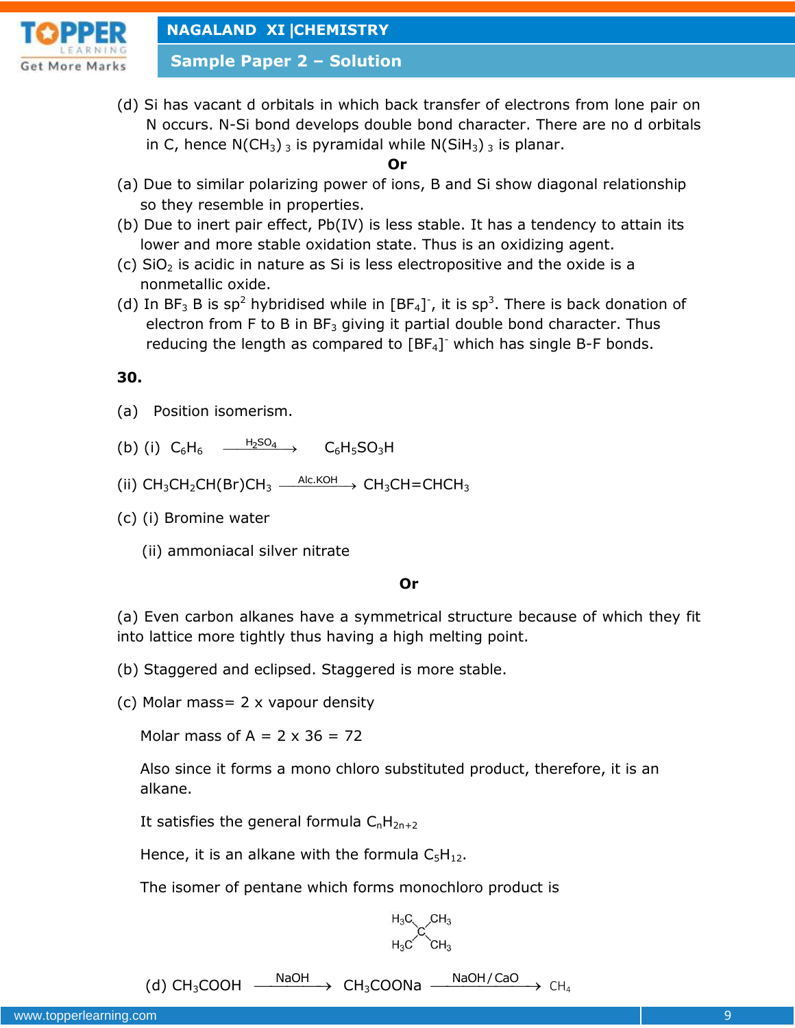(d) Si has vacant d orbitals in which back transfer of electrons from lone pair on N occurs. N-Si bond develops double bond character. There are no d orbitals in C, hence $N(CH_3)_3$ is pyramidal while $N(SiH_3)_3$ is planar.

**Or**

(a) Due to similar polarizing power of ions, B and Si show diagonal relationship so they resemble in properties.

(b) Due to inert pair effect, Pb(IV) is less stable. It has a tendency to attain its lower and more stable oxidation state. Thus is an oxidizing agent.

(c) $SiO_2$ is acidic in nature as Si is less electropositive and the oxide is a nonmetallic oxide.

(d) In $BF_3$ B is $sp^2$ hybridised while in $[BF_4]^-$, it is $sp^3$. There is back donation of electron from F to B in $BF_3$ giving it partial double bond character. Thus reducing the length as compared to $[BF_4]^-$ which has single B-F bonds.

**30.**

(a) Position isomerism.

(b) (i) $C_6H_6 \xrightarrow{H_2SO_4} C_6H_5SO_3H$

(ii) $CH_3CH_2CH(Br)CH_3 \xrightarrow{Alc.KOH} CH_3CH{=}CHCH_3$

(c) (i) Bromine water

(ii) ammoniacal silver nitrate

**Or**

(a) Even carbon alkanes have a symmetrical structure because of which they fit into lattice more tightly thus having a high melting point.

(b) Staggered and eclipsed. Staggered is more stable.

(c) Molar mass= 2 x vapour density

Molar mass of A = 2 x 36 = 72

Also since it forms a mono chloro substituted product, therefore, it is an alkane.

It satisfies the general formula $C_nH_{2n+2}$

Hence, it is an alkane with the formula $C_5H_{12}$.

The isomer of pentane which forms monochloro product is

$C(CH_3)_4$ (central C bonded to four $CH_3$ groups: $H_3C$, $CH_3$, $H_3C$, $CH_3$)

(d) $CH_3COOH \xrightarrow{NaOH} CH_3COONa \xrightarrow{NaOH/CaO} CH_4$